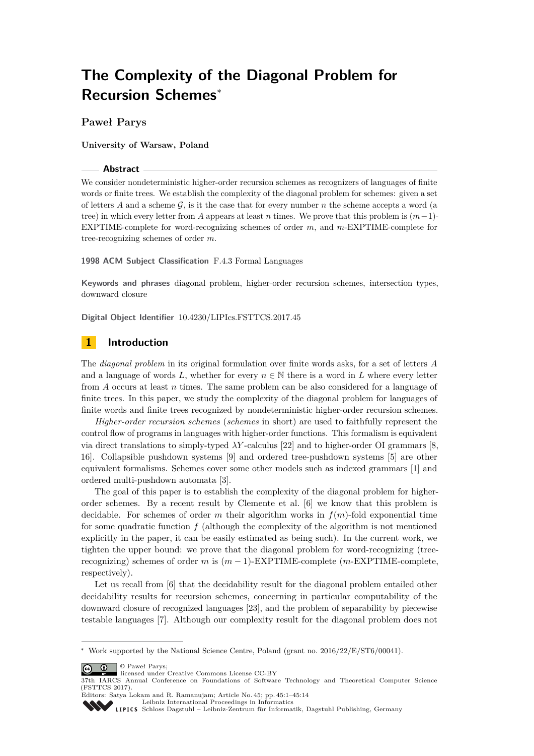# The Complexity of the Diagonal Problem for Recursion Schemes*

**Paweł Parys**

**University of Warsaw, Poland**

## Abstract

We consider nondeterministic higher-order recursion schemes as recognizers of languages of finite words or finite trees. We establish the complexity of the diagonal problem for schemes: given a set of letters $A$ and a scheme $\mathcal{G}$, is it the case that for every number $n$ the scheme accepts a word (a tree) in which every letter from $A$ appears at least $n$ times. We prove that this problem is $(m-1)$-EXPTIME-complete for word-recognizing schemes of order $m$, and $m$-EXPTIME-complete for tree-recognizing schemes of order $m$.

**1998 ACM Subject Classification** F.4.3 Formal Languages

**Keywords and phrases** diagonal problem, higher-order recursion schemes, intersection types, downward closure

**Digital Object Identifier** 10.4230/LIPIcs.FSTTCS.2017.45

## 1 Introduction

The *diagonal problem* in its original formulation over finite words asks, for a set of letters $A$ and a language of words $L$, whether for every $n \in \mathbb{N}$ there is a word in $L$ where every letter from $A$ occurs at least $n$ times. The same problem can be also considered for a language of finite trees. In this paper, we study the complexity of the diagonal problem for languages of finite words and finite trees recognized by nondeterministic higher-order recursion schemes.

*Higher-order recursion schemes* (*schemes* in short) are used to faithfully represent the control flow of programs in languages with higher-order functions. This formalism is equivalent via direct translations to simply-typed $\lambda Y$-calculus [22] and to higher-order OI grammars [8, 16]. Collapsible pushdown systems [9] and ordered tree-pushdown systems [5] are other equivalent formalisms. Schemes cover some other models such as indexed grammars [1] and ordered multi-pushdown automata [3].

The goal of this paper is to establish the complexity of the diagonal problem for higher-order schemes. By a recent result by Clemente et al. [6] we know that this problem is decidable. For schemes of order $m$ their algorithm works in $f(m)$-fold exponential time for some quadratic function $f$ (although the complexity of the algorithm is not mentioned explicitly in the paper, it can be easily estimated as being such). In the current work, we tighten the upper bound: we prove that the diagonal problem for word-recognizing (tree-recognizing) schemes of order $m$ is $(m-1)$-EXPTIME-complete ($m$-EXPTIME-complete, respectively).

Let us recall from [6] that the decidability result for the diagonal problem entailed other decidability results for recursion schemes, concerning in particular computability of the downward closure of recognized languages [23], and the problem of separability by piecewise testable languages [7]. Although our complexity result for the diagonal problem does not

* Work supported by the National Science Centre, Poland (grant no. 2016/22/E/ST6/00041).

© Paweł Parys;
licensed under Creative Commons License CC-BY
37th IARCS Annual Conference on Foundations of Software Technology and Theoretical Computer Science (FSTTCS 2017).
Editors: Satya Lokam and R. Ramanujam; Article No. 45; pp. 45:1–45:14
Leibniz International Proceedings in Informatics
Schloss Dagstuhl – Leibniz-Zentrum für Informatik, Dagstuhl Publishing, Germany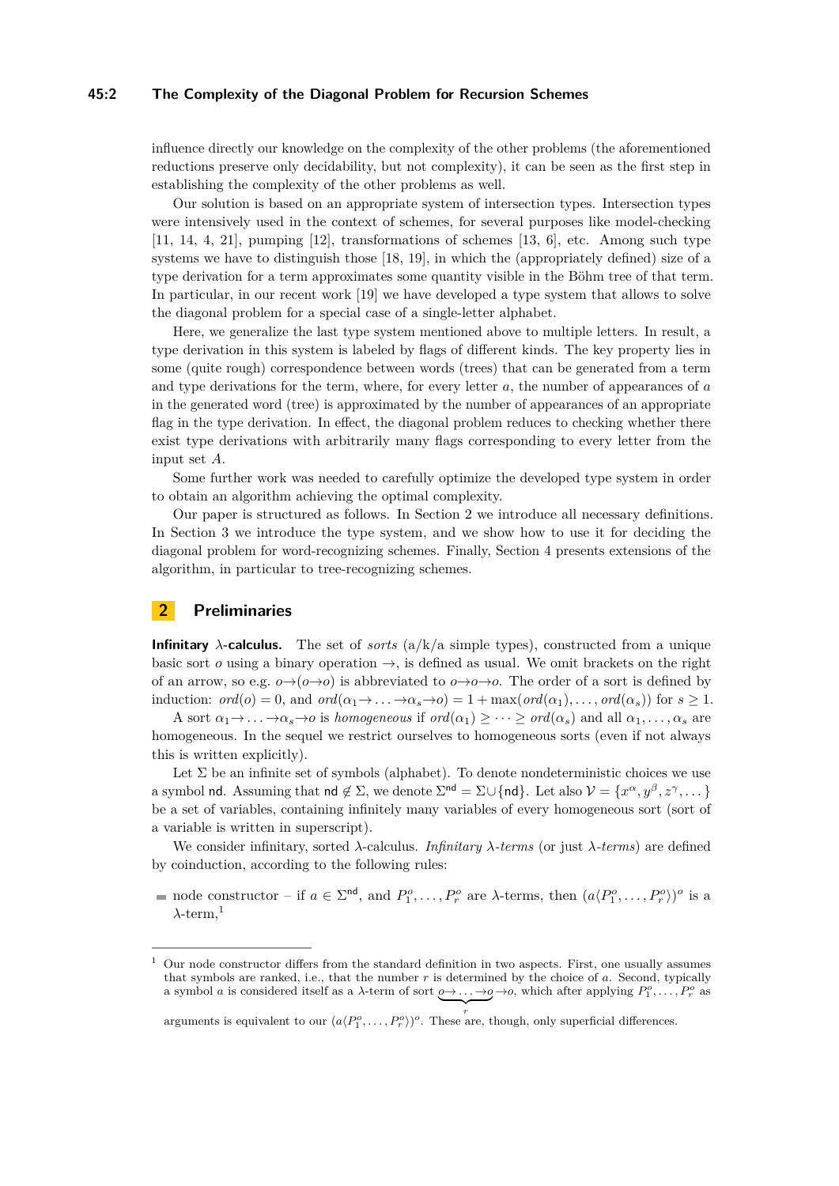influence directly our knowledge on the complexity of the other problems (the aforementioned reductions preserve only decidability, but not complexity), it can be seen as the first step in establishing the complexity of the other problems as well.

Our solution is based on an appropriate system of intersection types. Intersection types were intensively used in the context of schemes, for several purposes like model-checking [11, 14, 4, 21], pumping [12], transformations of schemes [13, 6], etc. Among such type systems we have to distinguish those [18, 19], in which the (appropriately defined) size of a type derivation for a term approximates some quantity visible in the Böhm tree of that term. In particular, in our recent work [19] we have developed a type system that allows to solve the diagonal problem for a special case of a single-letter alphabet.

Here, we generalize the last type system mentioned above to multiple letters. In result, a type derivation in this system is labeled by flags of different kinds. The key property lies in some (quite rough) correspondence between words (trees) that can be generated from a term and type derivations for the term, where, for every letter $a$, the number of appearances of $a$ in the generated word (tree) is approximated by the number of appearances of an appropriate flag in the type derivation. In effect, the diagonal problem reduces to checking whether there exist type derivations with arbitrarily many flags corresponding to every letter from the input set $A$.

Some further work was needed to carefully optimize the developed type system in order to obtain an algorithm achieving the optimal complexity.

Our paper is structured as follows. In Section 2 we introduce all necessary definitions. In Section 3 we introduce the type system, and we show how to use it for deciding the diagonal problem for word-recognizing schemes. Finally, Section 4 presents extensions of the algorithm, in particular to tree-recognizing schemes.

## 2 Preliminaries

**Infinitary $\lambda$-calculus.** The set of *sorts* (a/k/a simple types), constructed from a unique basic sort $o$ using a binary operation $\to$, is defined as usual. We omit brackets on the right of an arrow, so e.g. $o{\to}(o{\to}o)$ is abbreviated to $o{\to}o{\to}o$. The order of a sort is defined by induction: $ord(o) = 0$, and $ord(\alpha_1{\to}\ldots{\to}\alpha_s{\to}o) = 1 + \max(ord(\alpha_1), \ldots, ord(\alpha_s))$ for $s \geq 1$.

A sort $\alpha_1{\to}\ldots{\to}\alpha_s{\to}o$ is *homogeneous* if $ord(\alpha_1) \geq \cdots \geq ord(\alpha_s)$ and all $\alpha_1, \ldots, \alpha_s$ are homogeneous. In the sequel we restrict ourselves to homogeneous sorts (even if not always this is written explicitly).

Let $\Sigma$ be an infinite set of symbols (alphabet). To denote nondeterministic choices we use a symbol $\mathsf{nd}$. Assuming that $\mathsf{nd} \notin \Sigma$, we denote $\Sigma^{\mathsf{nd}} = \Sigma \cup \{\mathsf{nd}\}$. Let also $\mathcal{V} = \{x^\alpha, y^\beta, z^\gamma, \ldots\}$ be a set of variables, containing infinitely many variables of every homogeneous sort (sort of a variable is written in superscript).

We consider infinitary, sorted $\lambda$-calculus. *Infinitary $\lambda$-terms* (or just *$\lambda$-terms*) are defined by coinduction, according to the following rules:

- node constructor – if $a \in \Sigma^{\mathsf{nd}}$, and $P_1^o, \ldots, P_r^o$ are $\lambda$-terms, then $(a\langle P_1^o, \ldots, P_r^o\rangle)^o$ is a $\lambda$-term,[1]

[1] Our node constructor differs from the standard definition in two aspects. First, one usually assumes that symbols are ranked, i.e., that the number $r$ is determined by the choice of $a$. Second, typically a symbol $a$ is considered itself as a $\lambda$-term of sort $\underbrace{o{\to}\ldots{\to}o}_{r}{\to}o$, which after applying $P_1^o, \ldots, P_r^o$ as arguments is equivalent to our $(a\langle P_1^o, \ldots, P_r^o\rangle)^o$. These are, though, only superficial differences.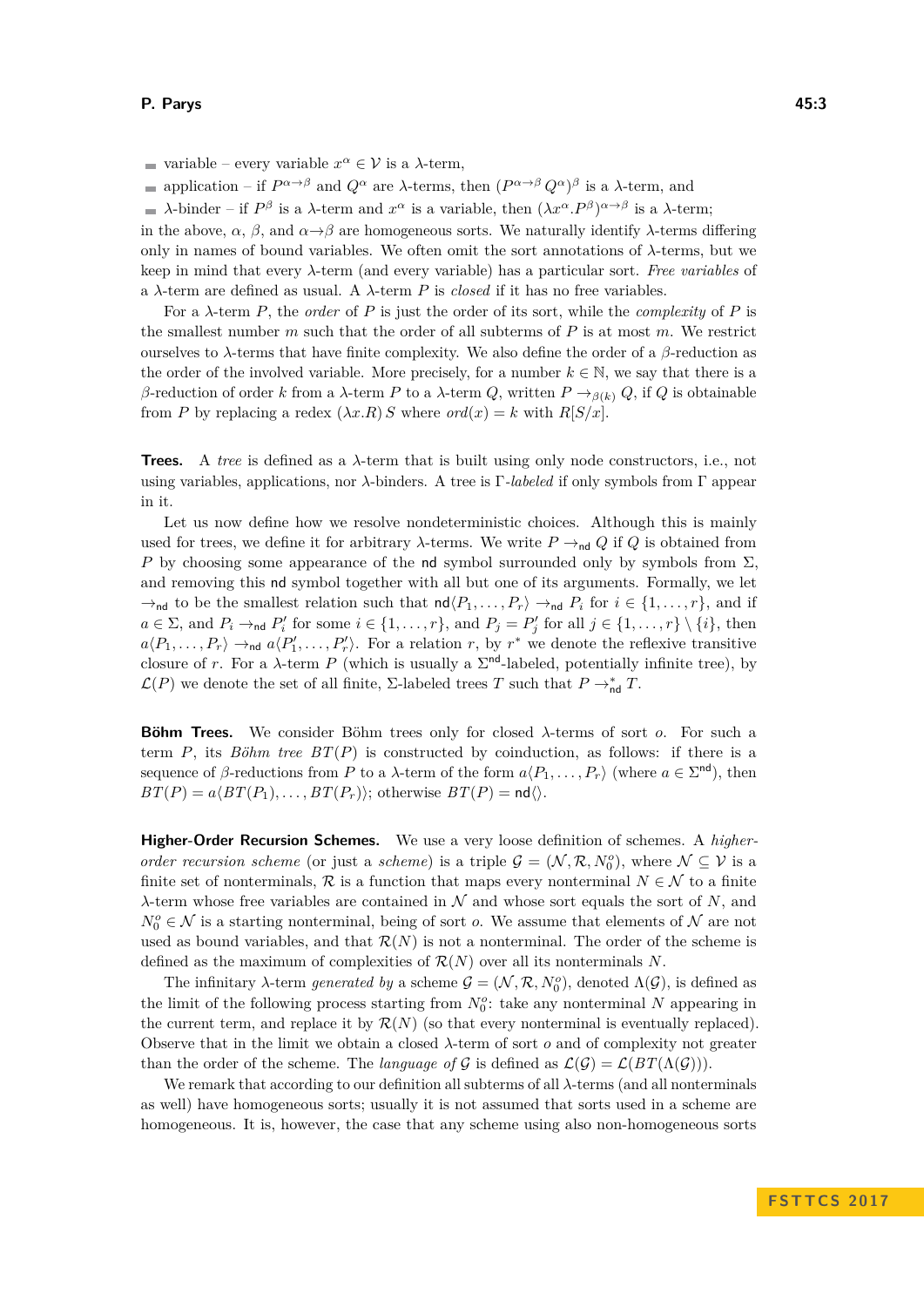- variable – every variable $x^\alpha \in \mathcal{V}$ is a $\lambda$-term,
- application – if $P^{\alpha\to\beta}$ and $Q^\alpha$ are $\lambda$-terms, then $(P^{\alpha\to\beta}\,Q^\alpha)^\beta$ is a $\lambda$-term, and
- $\lambda$-binder – if $P^\beta$ is a $\lambda$-term and $x^\alpha$ is a variable, then $(\lambda x^\alpha.P^\beta)^{\alpha\to\beta}$ is a $\lambda$-term;

in the above, $\alpha$, $\beta$, and $\alpha\to\beta$ are homogeneous sorts. We naturally identify $\lambda$-terms differing only in names of bound variables. We often omit the sort annotations of $\lambda$-terms, but we keep in mind that every $\lambda$-term (and every variable) has a particular sort. *Free variables* of a $\lambda$-term are defined as usual. A $\lambda$-term $P$ is *closed* if it has no free variables.

For a $\lambda$-term $P$, the *order* of $P$ is just the order of its sort, while the *complexity* of $P$ is the smallest number $m$ such that the order of all subterms of $P$ is at most $m$. We restrict ourselves to $\lambda$-terms that have finite complexity. We also define the order of a $\beta$-reduction as the order of the involved variable. More precisely, for a number $k \in \mathbb{N}$, we say that there is a $\beta$-reduction of order $k$ from a $\lambda$-term $P$ to a $\lambda$-term $Q$, written $P \to_{\beta(k)} Q$, if $Q$ is obtainable from $P$ by replacing a redex $(\lambda x.R)\,S$ where $ord(x) = k$ with $R[S/x]$.

**Trees.** A *tree* is defined as a $\lambda$-term that is built using only node constructors, i.e., not using variables, applications, nor $\lambda$-binders. A tree is $\Gamma$-*labeled* if only symbols from $\Gamma$ appear in it.

Let us now define how we resolve nondeterministic choices. Although this is mainly used for trees, we define it for arbitrary $\lambda$-terms. We write $P \to_{\mathsf{nd}} Q$ if $Q$ is obtained from $P$ by choosing some appearance of the $\mathsf{nd}$ symbol surrounded only by symbols from $\Sigma$, and removing this $\mathsf{nd}$ symbol together with all but one of its arguments. Formally, we let $\to_{\mathsf{nd}}$ to be the smallest relation such that $\mathsf{nd}\langle P_1,\dots,P_r\rangle \to_{\mathsf{nd}} P_i$ for $i \in \{1,\dots,r\}$, and if $a \in \Sigma$, and $P_i \to_{\mathsf{nd}} P_i'$ for some $i \in \{1,\dots,r\}$, and $P_j = P_j'$ for all $j \in \{1,\dots,r\}\setminus\{i\}$, then $a\langle P_1,\dots,P_r\rangle \to_{\mathsf{nd}} a\langle P_1',\dots,P_r'\rangle$. For a relation $r$, by $r^*$ we denote the reflexive transitive closure of $r$. For a $\lambda$-term $P$ (which is usually a $\Sigma^{\mathsf{nd}}$-labeled, potentially infinite tree), by $\mathcal{L}(P)$ we denote the set of all finite, $\Sigma$-labeled trees $T$ such that $P \to_{\mathsf{nd}}^* T$.

**Böhm Trees.** We consider Böhm trees only for closed $\lambda$-terms of sort $o$. For such a term $P$, its *Böhm tree* $BT(P)$ is constructed by coinduction, as follows: if there is a sequence of $\beta$-reductions from $P$ to a $\lambda$-term of the form $a\langle P_1,\dots,P_r\rangle$ (where $a \in \Sigma^{\mathsf{nd}}$), then $BT(P) = a\langle BT(P_1),\dots,BT(P_r)\rangle$; otherwise $BT(P) = \mathsf{nd}\langle\rangle$.

**Higher-Order Recursion Schemes.** We use a very loose definition of schemes. A *higher-order recursion scheme* (or just a *scheme*) is a triple $\mathcal{G} = (\mathcal{N}, \mathcal{R}, N_0^o)$, where $\mathcal{N} \subseteq \mathcal{V}$ is a finite set of nonterminals, $\mathcal{R}$ is a function that maps every nonterminal $N \in \mathcal{N}$ to a finite $\lambda$-term whose free variables are contained in $\mathcal{N}$ and whose sort equals the sort of $N$, and $N_0^o \in \mathcal{N}$ is a starting nonterminal, being of sort $o$. We assume that elements of $\mathcal{N}$ are not used as bound variables, and that $\mathcal{R}(N)$ is not a nonterminal. The order of the scheme is defined as the maximum of complexities of $\mathcal{R}(N)$ over all its nonterminals $N$.

The infinitary $\lambda$-term *generated by* a scheme $\mathcal{G} = (\mathcal{N}, \mathcal{R}, N_0^o)$, denoted $\Lambda(\mathcal{G})$, is defined as the limit of the following process starting from $N_0^o$: take any nonterminal $N$ appearing in the current term, and replace it by $\mathcal{R}(N)$ (so that every nonterminal is eventually replaced). Observe that in the limit we obtain a closed $\lambda$-term of sort $o$ and of complexity not greater than the order of the scheme. The *language of* $\mathcal{G}$ is defined as $\mathcal{L}(\mathcal{G}) = \mathcal{L}(BT(\Lambda(\mathcal{G})))$.

We remark that according to our definition all subterms of all $\lambda$-terms (and all nonterminals as well) have homogeneous sorts; usually it is not assumed that sorts used in a scheme are homogeneous. It is, however, the case that any scheme using also non-homogeneous sorts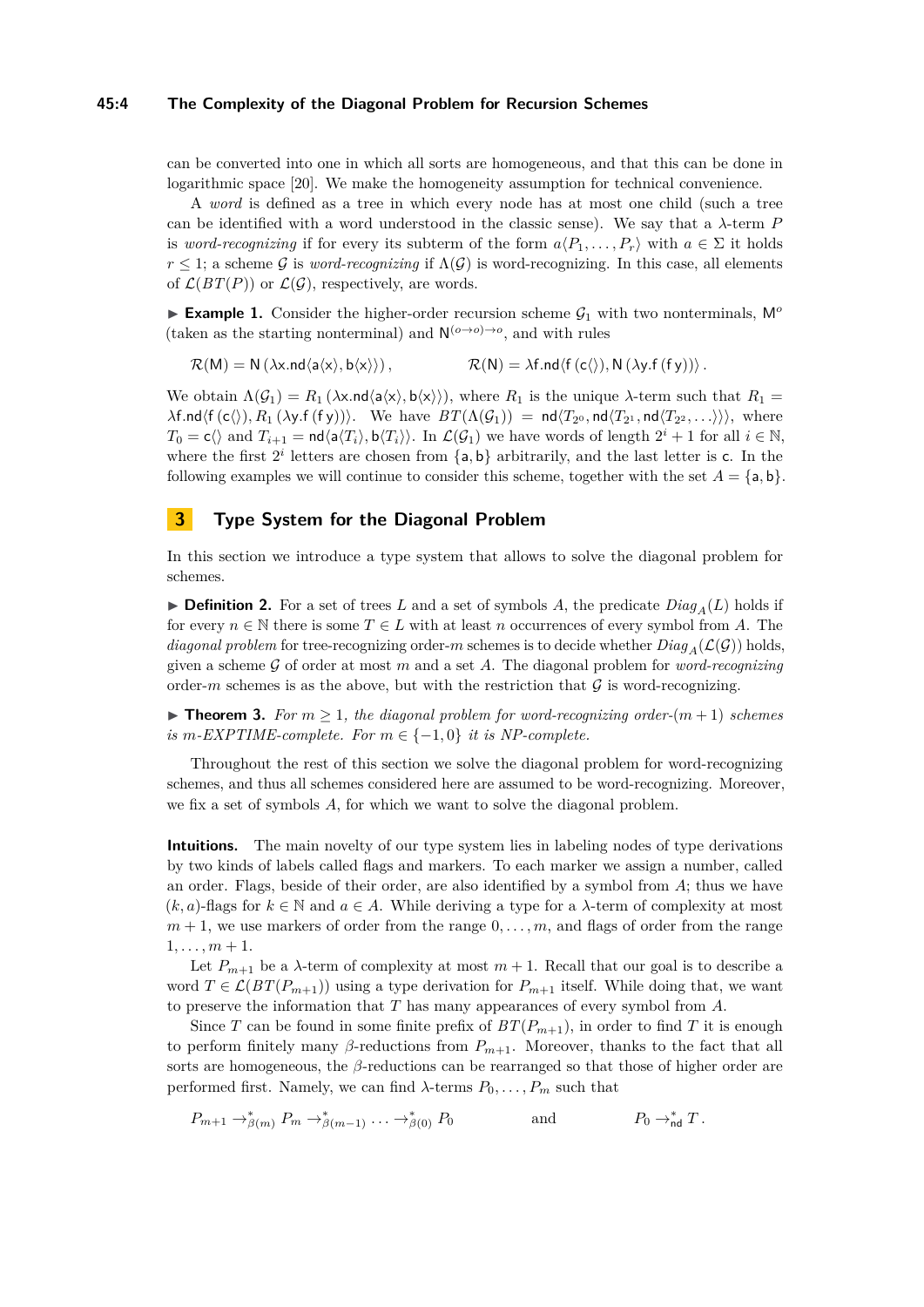can be converted into one in which all sorts are homogeneous, and that this can be done in logarithmic space [20]. We make the homogeneity assumption for technical convenience.

A *word* is defined as a tree in which every node has at most one child (such a tree can be identified with a word understood in the classic sense). We say that a $\lambda$-term $P$ is *word-recognizing* if for every its subterm of the form $a\langle P_1, \dots, P_r\rangle$ with $a \in \Sigma$ it holds $r \le 1$; a scheme $\mathcal{G}$ is *word-recognizing* if $\Lambda(\mathcal{G})$ is word-recognizing. In this case, all elements of $\mathcal{L}(BT(P))$ or $\mathcal{L}(\mathcal{G})$, respectively, are words.

▶ **Example 1.** Consider the higher-order recursion scheme $\mathcal{G}_1$ with two nonterminals, $\mathsf{M}^o$ (taken as the starting nonterminal) and $\mathsf{N}^{(o\to o)\to o}$, and with rules

$$\mathcal{R}(\mathsf{M}) = \mathsf{N}\,(\lambda \mathsf{x}.\mathsf{nd}\langle \mathsf{a}\langle \mathsf{x}\rangle, \mathsf{b}\langle \mathsf{x}\rangle\rangle)\,, \qquad\qquad \mathcal{R}(\mathsf{N}) = \lambda \mathsf{f}.\mathsf{nd}\langle \mathsf{f}\,(\mathsf{c}\langle\rangle), \mathsf{N}\,(\lambda \mathsf{y}.\mathsf{f}\,(\mathsf{f}\,\mathsf{y}))\rangle\,.$$

We obtain $\Lambda(\mathcal{G}_1) = R_1\,(\lambda \mathsf{x}.\mathsf{nd}\langle \mathsf{a}\langle \mathsf{x}\rangle, \mathsf{b}\langle \mathsf{x}\rangle\rangle)$, where $R_1$ is the unique $\lambda$-term such that $R_1 = \lambda \mathsf{f}.\mathsf{nd}\langle \mathsf{f}\,(\mathsf{c}\langle\rangle), R_1\,(\lambda \mathsf{y}.\mathsf{f}\,(\mathsf{f}\,\mathsf{y}))\rangle$. We have $BT(\Lambda(\mathcal{G}_1)) = \mathsf{nd}\langle T_{2^0}, \mathsf{nd}\langle T_{2^1}, \mathsf{nd}\langle T_{2^2}, \dots\rangle\rangle\rangle$, where $T_0 = \mathsf{c}\langle\rangle$ and $T_{i+1} = \mathsf{nd}\langle \mathsf{a}\langle T_i\rangle, \mathsf{b}\langle T_i\rangle\rangle$. In $\mathcal{L}(\mathcal{G}_1)$ we have words of length $2^i+1$ for all $i \in \mathbb{N}$, where the first $2^i$ letters are chosen from $\{\mathsf{a}, \mathsf{b}\}$ arbitrarily, and the last letter is $\mathsf{c}$. In the following examples we will continue to consider this scheme, together with the set $A = \{\mathsf{a}, \mathsf{b}\}$.

## 3 Type System for the Diagonal Problem

In this section we introduce a type system that allows to solve the diagonal problem for schemes.

▶ **Definition 2.** For a set of trees $L$ and a set of symbols $A$, the predicate $Diag_A(L)$ holds if for every $n \in \mathbb{N}$ there is some $T \in L$ with at least $n$ occurrences of every symbol from $A$. The *diagonal problem* for tree-recognizing order-$m$ schemes is to decide whether $Diag_A(\mathcal{L}(\mathcal{G}))$ holds, given a scheme $\mathcal{G}$ of order at most $m$ and a set $A$. The diagonal problem for *word-recognizing* order-$m$ schemes is as the above, but with the restriction that $\mathcal{G}$ is word-recognizing.

▶ **Theorem 3.** *For $m \ge 1$, the diagonal problem for word-recognizing order-$(m+1)$ schemes is $m$-EXPTIME-complete. For $m \in \{-1, 0\}$ it is NP-complete.*

Throughout the rest of this section we solve the diagonal problem for word-recognizing schemes, and thus all schemes considered here are assumed to be word-recognizing. Moreover, we fix a set of symbols $A$, for which we want to solve the diagonal problem.

**Intuitions.** The main novelty of our type system lies in labeling nodes of type derivations by two kinds of labels called flags and markers. To each marker we assign a number, called an order. Flags, beside of their order, are also identified by a symbol from $A$; thus we have $(k, a)$-flags for $k \in \mathbb{N}$ and $a \in A$. While deriving a type for a $\lambda$-term of complexity at most $m+1$, we use markers of order from the range $0, \dots, m$, and flags of order from the range $1, \dots, m+1$.

Let $P_{m+1}$ be a $\lambda$-term of complexity at most $m+1$. Recall that our goal is to describe a word $T \in \mathcal{L}(BT(P_{m+1}))$ using a type derivation for $P_{m+1}$ itself. While doing that, we want to preserve the information that $T$ has many appearances of every symbol from $A$.

Since $T$ can be found in some finite prefix of $BT(P_{m+1})$, in order to find $T$ it is enough to perform finitely many $\beta$-reductions from $P_{m+1}$. Moreover, thanks to the fact that all sorts are homogeneous, the $\beta$-reductions can be rearranged so that those of higher order are performed first. Namely, we can find $\lambda$-terms $P_0, \dots, P_m$ such that

$$P_{m+1} \to^*_{\beta(m)} P_m \to^*_{\beta(m-1)} \dots \to^*_{\beta(0)} P_0 \qquad\qquad \text{and} \qquad\qquad P_0 \to^*_{\mathsf{nd}} T\,.$$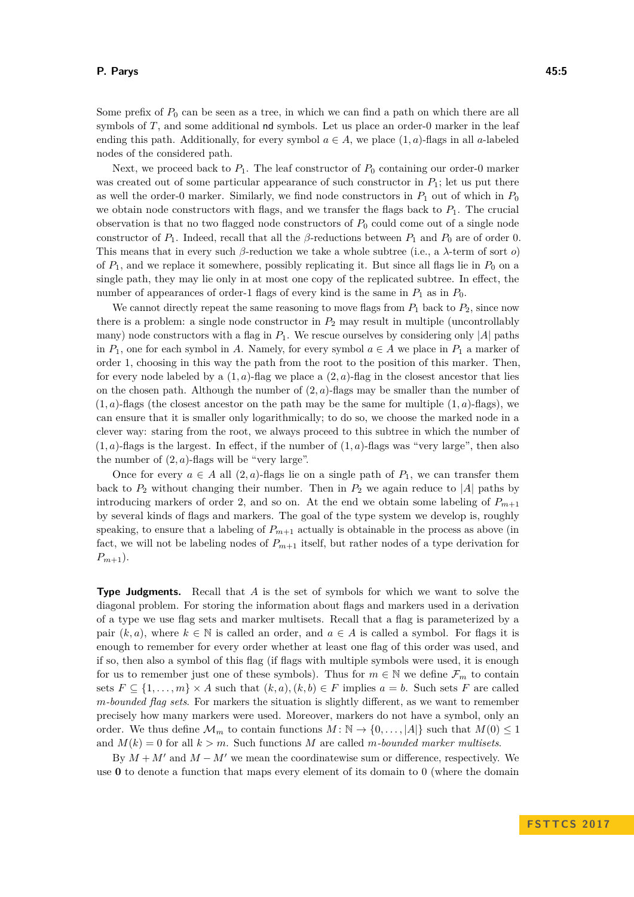Some prefix of $P_0$ can be seen as a tree, in which we can find a path on which there are all symbols of $T$, and some additional nd symbols. Let us place an order-0 marker in the leaf ending this path. Additionally, for every symbol $a \in A$, we place $(1, a)$-flags in all $a$-labeled nodes of the considered path.

Next, we proceed back to $P_1$. The leaf constructor of $P_0$ containing our order-0 marker was created out of some particular appearance of such constructor in $P_1$; let us put there as well the order-0 marker. Similarly, we find node constructors in $P_1$ out of which in $P_0$ we obtain node constructors with flags, and we transfer the flags back to $P_1$. The crucial observation is that no two flagged node constructors of $P_0$ could come out of a single node constructor of $P_1$. Indeed, recall that all the $\beta$-reductions between $P_1$ and $P_0$ are of order 0. This means that in every such $\beta$-reduction we take a whole subtree (i.e., a $\lambda$-term of sort $o$) of $P_1$, and we replace it somewhere, possibly replicating it. But since all flags lie in $P_0$ on a single path, they may lie only in at most one copy of the replicated subtree. In effect, the number of appearances of order-1 flags of every kind is the same in $P_1$ as in $P_0$.

We cannot directly repeat the same reasoning to move flags from $P_1$ back to $P_2$, since now there is a problem: a single node constructor in $P_2$ may result in multiple (uncontrollably many) node constructors with a flag in $P_1$. We rescue ourselves by considering only $|A|$ paths in $P_1$, one for each symbol in $A$. Namely, for every symbol $a \in A$ we place in $P_1$ a marker of order 1, choosing in this way the path from the root to the position of this marker. Then, for every node labeled by a $(1, a)$-flag we place a $(2, a)$-flag in the closest ancestor that lies on the chosen path. Although the number of $(2, a)$-flags may be smaller than the number of $(1, a)$-flags (the closest ancestor on the path may be the same for multiple $(1, a)$-flags), we can ensure that it is smaller only logarithmically; to do so, we choose the marked node in a clever way: staring from the root, we always proceed to this subtree in which the number of $(1, a)$-flags is the largest. In effect, if the number of $(1, a)$-flags was "very large", then also the number of $(2, a)$-flags will be "very large".

Once for every $a \in A$ all $(2, a)$-flags lie on a single path of $P_1$, we can transfer them back to $P_2$ without changing their number. Then in $P_2$ we again reduce to $|A|$ paths by introducing markers of order 2, and so on. At the end we obtain some labeling of $P_{m+1}$ by several kinds of flags and markers. The goal of the type system we develop is, roughly speaking, to ensure that a labeling of $P_{m+1}$ actually is obtainable in the process as above (in fact, we will not be labeling nodes of $P_{m+1}$ itself, but rather nodes of a type derivation for $P_{m+1}$).

**Type Judgments.** Recall that $A$ is the set of symbols for which we want to solve the diagonal problem. For storing the information about flags and markers used in a derivation of a type we use flag sets and marker multisets. Recall that a flag is parameterized by a pair $(k, a)$, where $k \in \mathbb{N}$ is called an order, and $a \in A$ is called a symbol. For flags it is enough to remember for every order whether at least one flag of this order was used, and if so, then also a symbol of this flag (if flags with multiple symbols were used, it is enough for us to remember just one of these symbols). Thus for $m \in \mathbb{N}$ we define $\mathcal{F}_m$ to contain sets $F \subseteq \{1, \ldots, m\} \times A$ such that $(k, a), (k, b) \in F$ implies $a = b$. Such sets $F$ are called *$m$-bounded flag sets*. For markers the situation is slightly different, as we want to remember precisely how many markers were used. Moreover, markers do not have a symbol, only an order. We thus define $\mathcal{M}_m$ to contain functions $M : \mathbb{N} \to \{0, \ldots, |A|\}$ such that $M(0) \leq 1$ and $M(k) = 0$ for all $k > m$. Such functions $M$ are called *$m$-bounded marker multisets*.

By $M + M'$ and $M - M'$ we mean the coordinatewise sum or difference, respectively. We use $\mathbf{0}$ to denote a function that maps every element of its domain to 0 (where the domain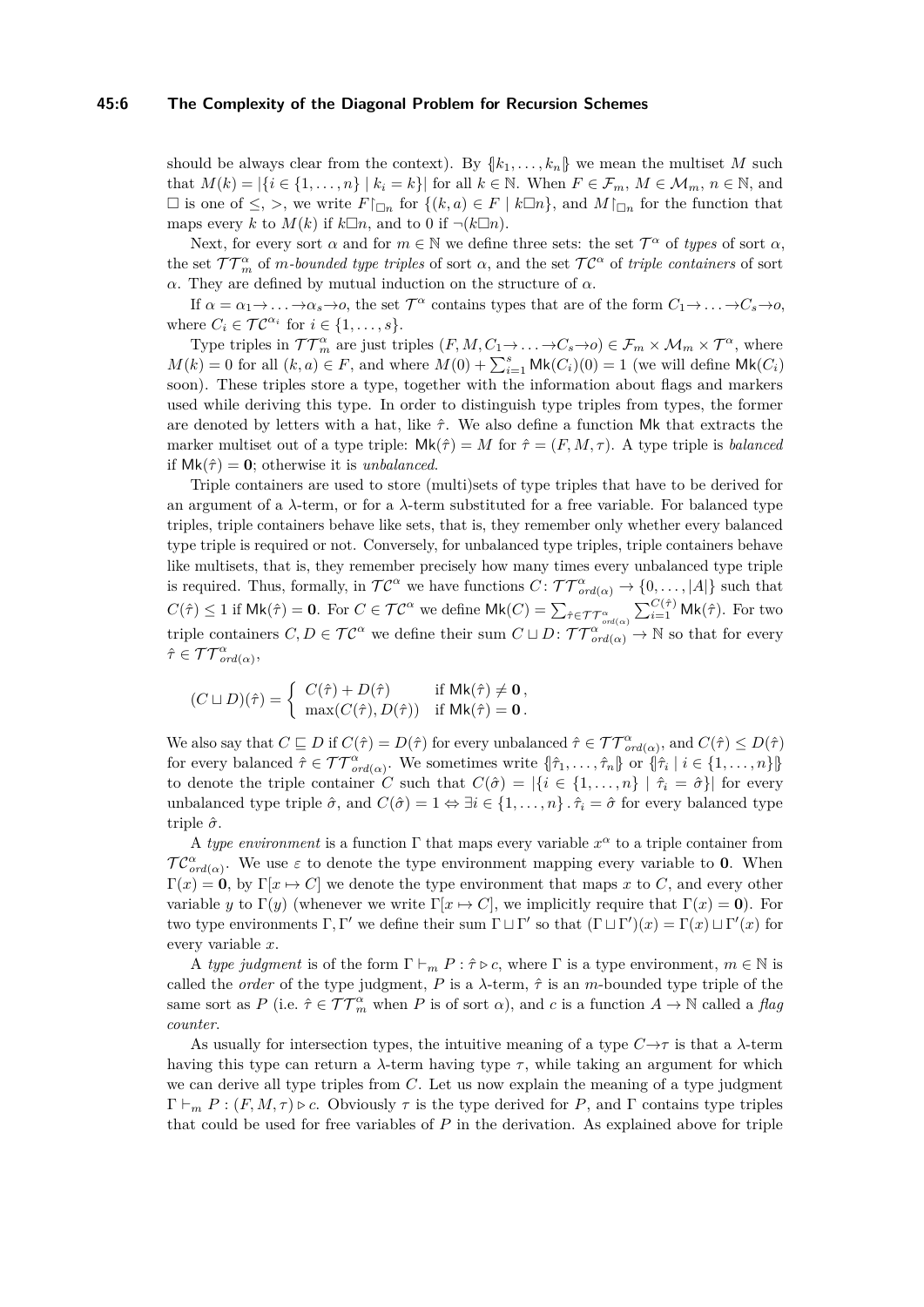should be always clear from the context). By $\{\!|k_1, \dots, k_n|\!\}$ we mean the multiset $M$ such that $M(k) = |\{i \in \{1, \dots, n\} \mid k_i = k\}|$ for all $k \in \mathbb{N}$. When $F \in \mathcal{F}_m$, $M \in \mathcal{M}_m$, $n \in \mathbb{N}$, and $\square$ is one of $\leq$, $>$, we write $F{\restriction_{\square n}}$ for $\{(k, a) \in F \mid k \square n\}$, and $M{\restriction_{\square n}}$ for the function that maps every $k$ to $M(k)$ if $k \square n$, and to 0 if $\neg(k \square n)$.

Next, for every sort $\alpha$ and for $m \in \mathbb{N}$ we define three sets: the set $\mathcal{T}^\alpha$ of *types* of sort $\alpha$, the set $\mathcal{TT}^\alpha_m$ of *$m$-bounded type triples* of sort $\alpha$, and the set $\mathcal{TC}^\alpha$ of *triple containers* of sort $\alpha$. They are defined by mutual induction on the structure of $\alpha$.

If $\alpha = \alpha_1 \to \dots \to \alpha_s \to o$, the set $\mathcal{T}^\alpha$ contains types that are of the form $C_1 \to \dots \to C_s \to o$, where $C_i \in \mathcal{TC}^{\alpha_i}$ for $i \in \{1, \dots, s\}$.

Type triples in $\mathcal{TT}^\alpha_m$ are just triples $(F, M, C_1 \to \dots \to C_s \to o) \in \mathcal{F}_m \times \mathcal{M}_m \times \mathcal{T}^\alpha$, where $M(k) = 0$ for all $(k, a) \in F$, and where $M(0) + \sum_{i=1}^{s} \mathsf{Mk}(C_i)(0) = 1$ (we will define $\mathsf{Mk}(C_i)$ soon). These triples store a type, together with the information about flags and markers used while deriving this type. In order to distinguish type triples from types, the former are denoted by letters with a hat, like $\hat{\tau}$. We also define a function $\mathsf{Mk}$ that extracts the marker multiset out of a type triple: $\mathsf{Mk}(\hat{\tau}) = M$ for $\hat{\tau} = (F, M, \tau)$. A type triple is *balanced* if $\mathsf{Mk}(\hat{\tau}) = \mathbf{0}$; otherwise it is *unbalanced*.

Triple containers are used to store (multi)sets of type triples that have to be derived for an argument of a $\lambda$-term, or for a $\lambda$-term substituted for a free variable. For balanced type triples, triple containers behave like sets, that is, they remember only whether every balanced type triple is required or not. Conversely, for unbalanced type triples, triple containers behave like multisets, that is, they remember precisely how many times every unbalanced type triple is required. Thus, formally, in $\mathcal{TC}^\alpha$ we have functions $C : \mathcal{TT}^\alpha_{ord(\alpha)} \to \{0, \dots, |A|\}$ such that $C(\hat{\tau}) \leq 1$ if $\mathsf{Mk}(\hat{\tau}) = \mathbf{0}$. For $C \in \mathcal{TC}^\alpha$ we define $\mathsf{Mk}(C) = \sum_{\hat{\tau} \in \mathcal{TT}^\alpha_{ord(\alpha)}} \sum_{i=1}^{C(\hat{\tau})} \mathsf{Mk}(\hat{\tau})$. For two triple containers $C, D \in \mathcal{TC}^\alpha$ we define their sum $C \sqcup D : \mathcal{TT}^\alpha_{ord(\alpha)} \to \mathbb{N}$ so that for every $\hat{\tau} \in \mathcal{TT}^\alpha_{ord(\alpha)}$,

$$(C \sqcup D)(\hat{\tau}) = \begin{cases} C(\hat{\tau}) + D(\hat{\tau}) & \text{if } \mathsf{Mk}(\hat{\tau}) \neq \mathbf{0}\,, \\ \max(C(\hat{\tau}), D(\hat{\tau})) & \text{if } \mathsf{Mk}(\hat{\tau}) = \mathbf{0}\,. \end{cases}$$

We also say that $C \sqsubseteq D$ if $C(\hat{\tau}) = D(\hat{\tau})$ for every unbalanced $\hat{\tau} \in \mathcal{TT}^\alpha_{ord(\alpha)}$, and $C(\hat{\tau}) \leq D(\hat{\tau})$ for every balanced $\hat{\tau} \in \mathcal{TT}^\alpha_{ord(\alpha)}$. We sometimes write $\{\!|\hat{\tau}_1, \dots, \hat{\tau}_n|\!\}$ or $\{\!|\hat{\tau}_i \mid i \in \{1, \dots, n\}|\!\}$ to denote the triple container $C$ such that $C(\hat{\sigma}) = |\{i \in \{1, \dots, n\} \mid \hat{\tau}_i = \hat{\sigma}\}|$ for every unbalanced type triple $\hat{\sigma}$, and $C(\hat{\sigma}) = 1 \Leftrightarrow \exists i \in \{1, \dots, n\} \,.\, \hat{\tau}_i = \hat{\sigma}$ for every balanced type triple $\hat{\sigma}$.

A *type environment* is a function $\Gamma$ that maps every variable $x^\alpha$ to a triple container from $\mathcal{TC}^\alpha_{ord(\alpha)}$. We use $\varepsilon$ to denote the type environment mapping every variable to $\mathbf{0}$. When $\Gamma(x) = \mathbf{0}$, by $\Gamma[x \mapsto C]$ we denote the type environment that maps $x$ to $C$, and every other variable $y$ to $\Gamma(y)$ (whenever we write $\Gamma[x \mapsto C]$, we implicitly require that $\Gamma(x) = \mathbf{0}$). For two type environments $\Gamma, \Gamma'$ we define their sum $\Gamma \sqcup \Gamma'$ so that $(\Gamma \sqcup \Gamma')(x) = \Gamma(x) \sqcup \Gamma'(x)$ for every variable $x$.

A *type judgment* is of the form $\Gamma \vdash_m P : \hat{\tau} \triangleright c$, where $\Gamma$ is a type environment, $m \in \mathbb{N}$ is called the *order* of the type judgment, $P$ is a $\lambda$-term, $\hat{\tau}$ is an $m$-bounded type triple of the same sort as $P$ (i.e. $\hat{\tau} \in \mathcal{TT}^\alpha_m$ when $P$ is of sort $\alpha$), and $c$ is a function $A \to \mathbb{N}$ called a *flag counter*.

As usually for intersection types, the intuitive meaning of a type $C \to \tau$ is that a $\lambda$-term having this type can return a $\lambda$-term having type $\tau$, while taking an argument for which we can derive all type triples from $C$. Let us now explain the meaning of a type judgment $\Gamma \vdash_m P : (F, M, \tau) \triangleright c$. Obviously $\tau$ is the type derived for $P$, and $\Gamma$ contains type triples that could be used for free variables of $P$ in the derivation. As explained above for triple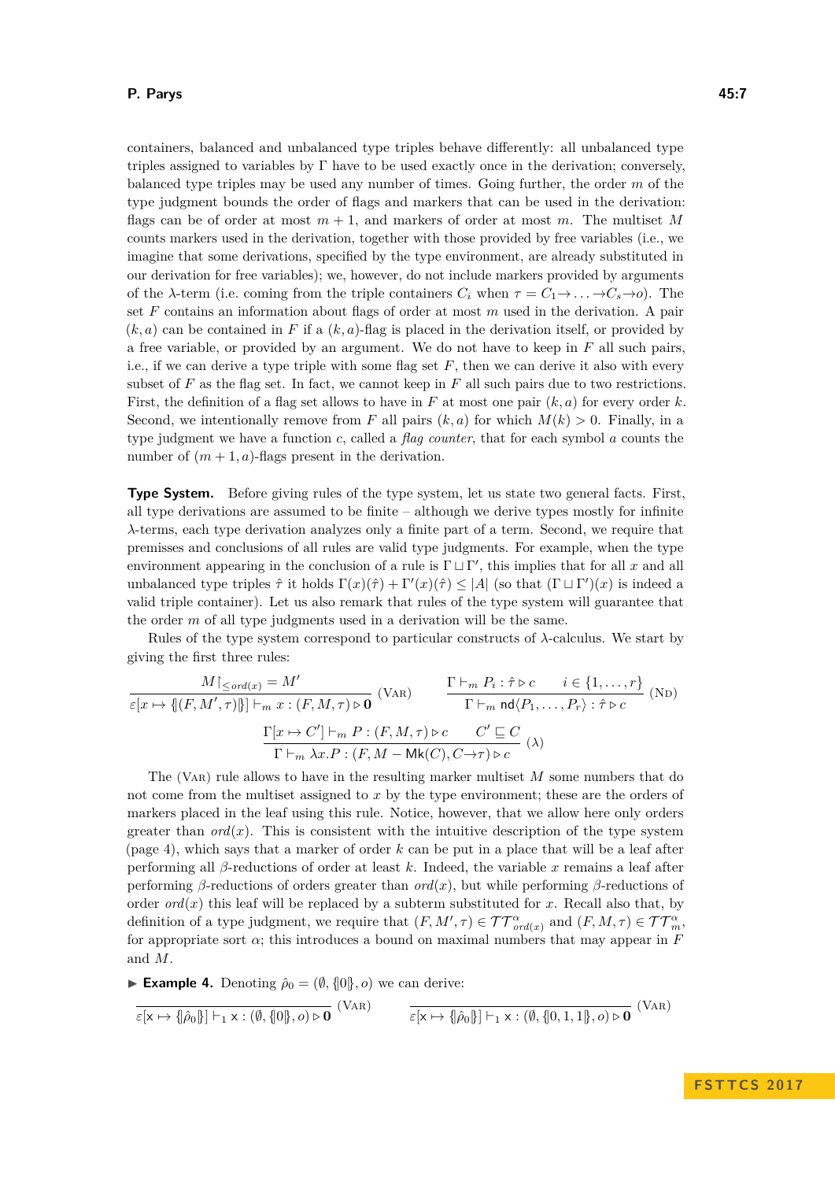containers, balanced and unbalanced type triples behave differently: all unbalanced type triples assigned to variables by $\Gamma$ have to be used exactly once in the derivation; conversely, balanced type triples may be used any number of times. Going further, the order $m$ of the type judgment bounds the order of flags and markers that can be used in the derivation: flags can be of order at most $m+1$, and markers of order at most $m$. The multiset $M$ counts markers used in the derivation, together with those provided by free variables (i.e., we imagine that some derivations, specified by the type environment, are already substituted in our derivation for free variables); we, however, do not include markers provided by arguments of the $\lambda$-term (i.e. coming from the triple containers $C_i$ when $\tau = C_1 \to \ldots \to C_s \to o$). The set $F$ contains an information about flags of order at most $m$ used in the derivation. A pair $(k, a)$ can be contained in $F$ if a $(k, a)$-flag is placed in the derivation itself, or provided by a free variable, or provided by an argument. We do not have to keep in $F$ all such pairs, i.e., if we can derive a type triple with some flag set $F$, then we can derive it also with every subset of $F$ as the flag set. In fact, we cannot keep in $F$ all such pairs due to two restrictions. First, the definition of a flag set allows to have in $F$ at most one pair $(k, a)$ for every order $k$. Second, we intentionally remove from $F$ all pairs $(k, a)$ for which $M(k) > 0$. Finally, in a type judgment we have a function $c$, called a *flag counter*, that for each symbol $a$ counts the number of $(m+1, a)$-flags present in the derivation.

**Type System.** Before giving rules of the type system, let us state two general facts. First, all type derivations are assumed to be finite – although we derive types mostly for infinite $\lambda$-terms, each type derivation analyzes only a finite part of a term. Second, we require that premisses and conclusions of all rules are valid type judgments. For example, when the type environment appearing in the conclusion of a rule is $\Gamma \sqcup \Gamma'$, this implies that for all $x$ and all unbalanced type triples $\hat{\tau}$ it holds $\Gamma(x)(\hat{\tau}) + \Gamma'(x)(\hat{\tau}) \leq |A|$ (so that $(\Gamma \sqcup \Gamma')(x)$ is indeed a valid triple container). Let us also remark that rules of the type system will guarantee that the order $m$ of all type judgments used in a derivation will be the same.

Rules of the type system correspond to particular constructs of $\lambda$-calculus. We start by giving the first three rules:

$$\frac{M{\restriction_{\leq ord(x)}} = M'}{\varepsilon[x \mapsto \{\!|(F, M', \tau)|\!\}] \vdash_m x : (F, M, \tau) \triangleright \mathbf{0}} \text{(VAR)} \qquad \frac{\Gamma \vdash_m P_i : \hat{\tau} \triangleright c \qquad i \in \{1, \ldots, r\}}{\Gamma \vdash_m \mathsf{nd}\langle P_1, \ldots, P_r\rangle : \hat{\tau} \triangleright c} \text{(ND)}$$

$$\frac{\Gamma[x \mapsto C'] \vdash_m P : (F, M, \tau) \triangleright c \qquad C' \sqsubseteq C}{\Gamma \vdash_m \lambda x.P : (F, M - \mathsf{Mk}(C), C \to \tau) \triangleright c} (\lambda)$$

The (VAR) rule allows to have in the resulting marker multiset $M$ some numbers that do not come from the multiset assigned to $x$ by the type environment; these are the orders of markers placed in the leaf using this rule. Notice, however, that we allow here only orders greater than $ord(x)$. This is consistent with the intuitive description of the type system (page 4), which says that a marker of order $k$ can be put in a place that will be a leaf after performing all $\beta$-reductions of order at least $k$. Indeed, the variable $x$ remains a leaf after performing $\beta$-reductions of orders greater than $ord(x)$, but while performing $\beta$-reductions of order $ord(x)$ this leaf will be replaced by a subterm substituted for $x$. Recall also that, by definition of a type judgment, we require that $(F, M', \tau) \in \mathcal{TT}^{\alpha}_{ord(x)}$ and $(F, M, \tau) \in \mathcal{TT}^{\alpha}_{m}$, for appropriate sort $\alpha$; this introduces a bound on maximal numbers that may appear in $F$ and $M$.

▶ **Example 4.** Denoting $\hat{\rho}_0 = (\emptyset, \{\!|0|\!\}, o)$ we can derive:

$$\frac{}{\varepsilon[\mathsf{x} \mapsto \{\!|\hat{\rho}_0|\!\}] \vdash_1 \mathsf{x} : (\emptyset, \{\!|0|\!\}, o) \triangleright \mathbf{0}} \text{(VAR)} \qquad \frac{}{\varepsilon[\mathsf{x} \mapsto \{\!|\hat{\rho}_0|\!\}] \vdash_1 \mathsf{x} : (\emptyset, \{\!|0, 1, 1|\!\}, o) \triangleright \mathbf{0}} \text{(VAR)}$$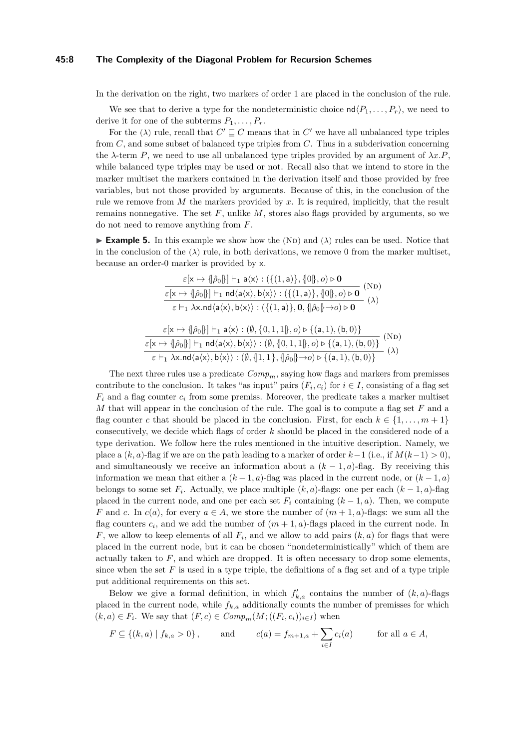In the derivation on the right, two markers of order 1 are placed in the conclusion of the rule.

We see that to derive a type for the nondeterministic choice $\mathsf{nd}\langle P_1, \ldots, P_r\rangle$, we need to derive it for one of the subterms $P_1, \ldots, P_r$.

For the ($\lambda$) rule, recall that $C' \sqsubseteq C$ means that in $C'$ we have all unbalanced type triples from $C$, and some subset of balanced type triples from $C$. Thus in a subderivation concerning the $\lambda$-term $P$, we need to use all unbalanced type triples provided by an argument of $\lambda x.P$, while balanced type triples may be used or not. Recall also that we intend to store in the marker multiset the markers contained in the derivation itself and those provided by free variables, but not those provided by arguments. Because of this, in the conclusion of the rule we remove from $M$ the markers provided by $x$. It is required, implicitly, that the result remains nonnegative. The set $F$, unlike $M$, stores also flags provided by arguments, so we do not need to remove anything from $F$.

▶ **Example 5.** In this example we show how the (ND) and ($\lambda$) rules can be used. Notice that in the conclusion of the ($\lambda$) rule, in both derivations, we remove 0 from the marker multiset, because an order-0 marker is provided by $\mathsf{x}$.

$$\dfrac{\dfrac{\varepsilon[\mathsf{x} \mapsto \{\!|\hat{\rho}_0|\!\}] \vdash_1 \mathsf{a}\langle\mathsf{x}\rangle : (\{(1,\mathsf{a})\}, \{\!|0|\!\}, o) \triangleright \mathbf{0}}{\varepsilon[\mathsf{x} \mapsto \{\!|\hat{\rho}_0|\!\}] \vdash_1 \mathsf{nd}\langle\mathsf{a}\langle\mathsf{x}\rangle, \mathsf{b}\langle\mathsf{x}\rangle\rangle : (\{(1,\mathsf{a})\}, \{\!|0|\!\}, o) \triangleright \mathbf{0}}\ (\text{ND})}{\varepsilon \vdash_1 \lambda\mathsf{x}.\mathsf{nd}\langle\mathsf{a}\langle\mathsf{x}\rangle, \mathsf{b}\langle\mathsf{x}\rangle\rangle : (\{(1,\mathsf{a})\}, \mathbf{0}, \{\!|\hat{\rho}_0|\!\} \to o) \triangleright \mathbf{0}}\ (\lambda)$$

$$\dfrac{\dfrac{\varepsilon[\mathsf{x} \mapsto \{\!|\hat{\rho}_0|\!\}] \vdash_1 \mathsf{a}\langle\mathsf{x}\rangle : (\emptyset, \{\!|0,1,1|\!\}, o) \triangleright \{(\mathsf{a},1),(\mathsf{b},0)\}}{\varepsilon[\mathsf{x} \mapsto \{\!|\hat{\rho}_0|\!\}] \vdash_1 \mathsf{nd}\langle\mathsf{a}\langle\mathsf{x}\rangle, \mathsf{b}\langle\mathsf{x}\rangle\rangle : (\emptyset, \{\!|0,1,1|\!\}, o) \triangleright \{(\mathsf{a},1),(\mathsf{b},0)\}}\ (\text{ND})}{\varepsilon \vdash_1 \lambda\mathsf{x}.\mathsf{nd}\langle\mathsf{a}\langle\mathsf{x}\rangle, \mathsf{b}\langle\mathsf{x}\rangle\rangle : (\emptyset, \{\!|1,1|\!\}, \{\!|\hat{\rho}_0|\!\} \to o) \triangleright \{(\mathsf{a},1),(\mathsf{b},0)\}}\ (\lambda)$$

The next three rules use a predicate $\mathit{Comp}_m$, saying how flags and markers from premisses contribute to the conclusion. It takes "as input" pairs $(F_i, c_i)$ for $i \in I$, consisting of a flag set $F_i$ and a flag counter $c_i$ from some premiss. Moreover, the predicate takes a marker multiset $M$ that will appear in the conclusion of the rule. The goal is to compute a flag set $F$ and a flag counter $c$ that should be placed in the conclusion. First, for each $k \in \{1, \ldots, m+1\}$ consecutively, we decide which flags of order $k$ should be placed in the considered node of a type derivation. We follow here the rules mentioned in the intuitive description. Namely, we place a $(k,a)$-flag if we are on the path leading to a marker of order $k-1$ (i.e., if $M(k-1) > 0$), and simultaneously we receive an information about a $(k-1,a)$-flag. By receiving this information we mean that either a $(k-1,a)$-flag was placed in the current node, or $(k-1,a)$ belongs to some set $F_i$. Actually, we place multiple $(k,a)$-flags: one per each $(k-1,a)$-flag placed in the current node, and one per each set $F_i$ containing $(k-1,a)$. Then, we compute $F$ and $c$. In $c(a)$, for every $a \in A$, we store the number of $(m+1,a)$-flags: we sum all the flag counters $c_i$, and we add the number of $(m+1,a)$-flags placed in the current node. In $F$, we allow to keep elements of all $F_i$, and we allow to add pairs $(k,a)$ for flags that were placed in the current node, but it can be chosen "nondeterministically" which of them are actually taken to $F$, and which are dropped. It is often necessary to drop some elements, since when the set $F$ is used in a type triple, the definitions of a flag set and of a type triple put additional requirements on this set.

Below we give a formal definition, in which $f'_{k,a}$ contains the number of $(k,a)$-flags placed in the current node, while $f_{k,a}$ additionally counts the number of premisses for which $(k,a) \in F_i$. We say that $(F,c) \in \mathit{Comp}_m(M; ((F_i,c_i))_{i\in I})$ when

$$F \subseteq \{(k,a) \mid f_{k,a} > 0\}, \qquad \text{and} \qquad c(a) = f_{m+1,a} + \sum_{i\in I} c_i(a) \qquad \text{for all } a \in A,$$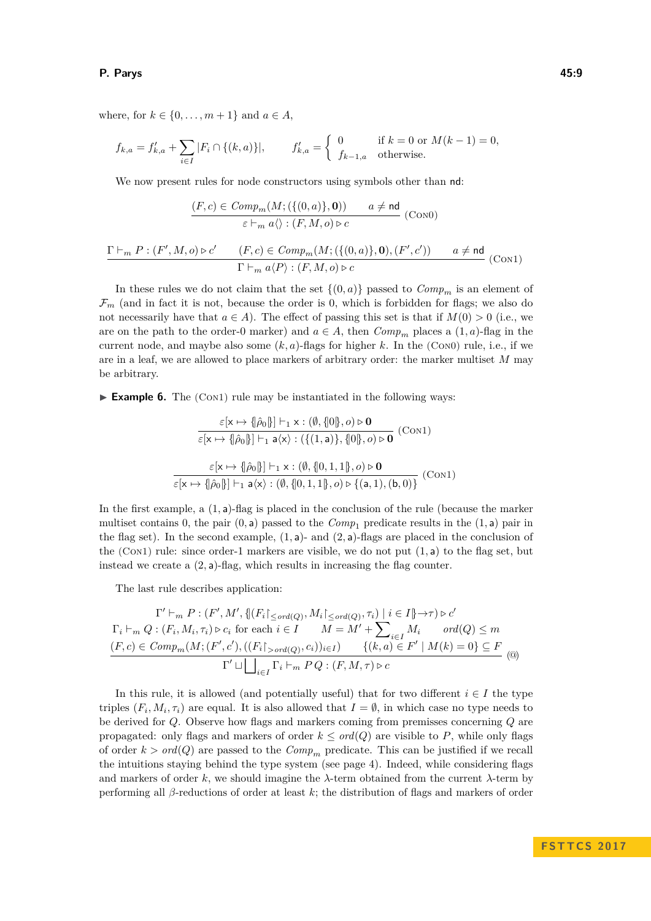where, for $k \in \{0, \dots, m+1\}$ and $a \in A$,

$$f_{k,a} = f'_{k,a} + \sum_{i \in I} |F_i \cap \{(k,a)\}|, \qquad f'_{k,a} = \begin{cases} 0 & \text{if } k = 0 \text{ or } M(k-1) = 0, \\ f_{k-1,a} & \text{otherwise.} \end{cases}$$

We now present rules for node constructors using symbols other than $\mathsf{nd}$:

$$\frac{(F,c) \in \mathit{Comp}_m(M; (\{(0,a)\}, \mathbf{0})) \qquad a \neq \mathsf{nd}}{\varepsilon \vdash_m a\langle\rangle : (F, M, o) \triangleright c} \text{(Con0)}$$

$$\frac{\Gamma \vdash_m P : (F', M, o) \triangleright c' \qquad (F,c) \in \mathit{Comp}_m(M; (\{(0,a)\}, \mathbf{0}), (F', c')) \qquad a \neq \mathsf{nd}}{\Gamma \vdash_m a\langle P\rangle : (F, M, o) \triangleright c} \text{(Con1)}$$

In these rules we do not claim that the set $\{(0,a)\}$ passed to $\mathit{Comp}_m$ is an element of $\mathcal{F}_m$ (and in fact it is not, because the order is 0, which is forbidden for flags; we also do not necessarily have that $a \in A$). The effect of passing this set is that if $M(0) > 0$ (i.e., we are on the path to the order-0 marker) and $a \in A$, then $\mathit{Comp}_m$ places a $(1,a)$-flag in the current node, and maybe also some $(k,a)$-flags for higher $k$. In the (Con0) rule, i.e., if we are in a leaf, we are allowed to place markers of arbitrary order: the marker multiset $M$ may be arbitrary.

▶ **Example 6.** The (Con1) rule may be instantiated in the following ways:

$$\frac{\varepsilon[\mathsf{x} \mapsto \{\!|\hat\rho_0|\!\}] \vdash_1 \mathsf{x} : (\emptyset, \{\!|0|\!\}, o) \triangleright \mathbf{0}}{\varepsilon[\mathsf{x} \mapsto \{\!|\hat\rho_0|\!\}] \vdash_1 \mathsf{a}\langle\mathsf{x}\rangle : (\{(1,\mathsf{a})\}, \{\!|0|\!\}, o) \triangleright \mathbf{0}} \text{(Con1)}$$

$$\frac{\varepsilon[\mathsf{x} \mapsto \{\!|\hat\rho_0|\!\}] \vdash_1 \mathsf{x} : (\emptyset, \{\!|0,1,1|\!\}, o) \triangleright \mathbf{0}}{\varepsilon[\mathsf{x} \mapsto \{\!|\hat\rho_0|\!\}] \vdash_1 \mathsf{a}\langle\mathsf{x}\rangle : (\emptyset, \{\!|0,1,1|\!\}, o) \triangleright \{(\mathsf{a},1), (\mathsf{b},0)\}} \text{(Con1)}$$

In the first example, a $(1,\mathsf{a})$-flag is placed in the conclusion of the rule (because the marker multiset contains 0, the pair $(0,\mathsf{a})$ passed to the $\mathit{Comp}_1$ predicate results in the $(1,\mathsf{a})$ pair in the flag set). In the second example, $(1,\mathsf{a})$- and $(2,\mathsf{a})$-flags are placed in the conclusion of the (Con1) rule: since order-1 markers are visible, we do not put $(1,\mathsf{a})$ to the flag set, but instead we create a $(2,\mathsf{a})$-flag, which results in increasing the flag counter.

The last rule describes application:

$$\frac{\begin{array}{c}\Gamma' \vdash_m P : (F', M', \{\!|(F_i{\restriction_{\leq ord(Q)}}, M_i{\restriction_{\leq ord(Q)}}, \tau_i) \mid i \in I|\!\} {\to} \tau) \triangleright c' \\ \Gamma_i \vdash_m Q : (F_i, M_i, \tau_i) \triangleright c_i \text{ for each } i \in I \qquad M = M' + \sum_{i \in I} M_i \qquad ord(Q) \leq m \\ (F,c) \in \mathit{Comp}_m(M; (F', c'), ((F_i{\restriction_{> ord(Q)}}, c_i))_{i \in I}) \qquad \{(k,a) \in F' \mid M(k) = 0\} \subseteq F\end{array}}{\Gamma' \sqcup \bigsqcup_{i \in I} \Gamma_i \vdash_m P\,Q : (F, M, \tau) \triangleright c} (@)$$

In this rule, it is allowed (and potentially useful) that for two different $i \in I$ the type triples $(F_i, M_i, \tau_i)$ are equal. It is also allowed that $I = \emptyset$, in which case no type needs to be derived for $Q$. Observe how flags and markers coming from premisses concerning $Q$ are propagated: only flags and markers of order $k \leq ord(Q)$ are visible to $P$, while only flags of order $k > ord(Q)$ are passed to the $\mathit{Comp}_m$ predicate. This can be justified if we recall the intuitions staying behind the type system (see page 4). Indeed, while considering flags and markers of order $k$, we should imagine the $\lambda$-term obtained from the current $\lambda$-term by performing all $\beta$-reductions of order at least $k$; the distribution of flags and markers of order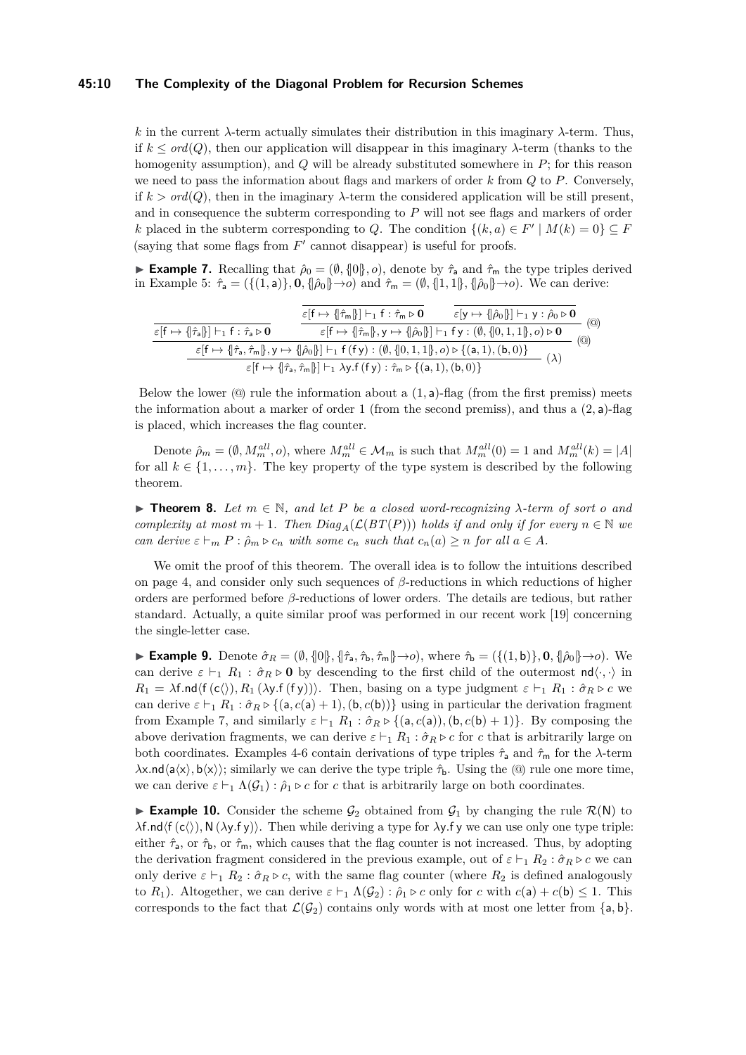$k$ in the current $\lambda$-term actually simulates their distribution in this imaginary $\lambda$-term. Thus, if $k \le ord(Q)$, then our application will disappear in this imaginary $\lambda$-term (thanks to the homogenity assumption), and $Q$ will be already substituted somewhere in $P$; for this reason we need to pass the information about flags and markers of order $k$ from $Q$ to $P$. Conversely, if $k > ord(Q)$, then in the imaginary $\lambda$-term the considered application will be still present, and in consequence the subterm corresponding to $P$ will not see flags and markers of order $k$ placed in the subterm corresponding to $Q$. The condition $\{(k,a) \in F' \mid M(k) = 0\} \subseteq F$ (saying that some flags from $F'$ cannot disappear) is useful for proofs.

▶ **Example 7.** Recalling that $\hat\rho_0 = (\emptyset, \{\!|0|\!\}, o)$, denote by $\hat\tau_{\mathsf{a}}$ and $\hat\tau_{\mathsf{m}}$ the type triples derived in Example 5: $\hat\tau_{\mathsf{a}} = (\{(1,\mathsf{a})\}, \mathbf{0}, \{\!|\hat\rho_0|\!\} \to o)$ and $\hat\tau_{\mathsf{m}} = (\emptyset, \{\!|1,1|\!\}, \{\!|\hat\rho_0|\!\} \to o)$. We can derive:

$$\dfrac{\dfrac{}{\varepsilon[\mathsf{f} \mapsto \{\!|\hat\tau_{\mathsf{a}}|\!\}] \vdash_1 \mathsf{f} : \hat\tau_{\mathsf{a}} \triangleright \mathbf{0}} \qquad \dfrac{\dfrac{}{\varepsilon[\mathsf{f} \mapsto \{\!|\hat\tau_{\mathsf{m}}|\!\}] \vdash_1 \mathsf{f} : \hat\tau_{\mathsf{m}} \triangleright \mathbf{0}} \qquad \dfrac{}{\varepsilon[\mathsf{y} \mapsto \{\!|\hat\rho_0|\!\}] \vdash_1 \mathsf{y} : \hat\rho_0 \triangleright \mathbf{0}}}{\varepsilon[\mathsf{f} \mapsto \{\!|\hat\tau_{\mathsf{m}}|\!\}, \mathsf{y} \mapsto \{\!|\hat\rho_0|\!\}] \vdash_1 \mathsf{f}\,\mathsf{y} : (\emptyset, \{\!|0,1,1|\!\}, o) \triangleright \mathbf{0}}\,(@)}{\dfrac{\varepsilon[\mathsf{f} \mapsto \{\!|\hat\tau_{\mathsf{a}}, \hat\tau_{\mathsf{m}}|\!\}, \mathsf{y} \mapsto \{\!|\hat\rho_0|\!\}] \vdash_1 \mathsf{f}\,(\mathsf{f}\,\mathsf{y}) : (\emptyset, \{\!|0,1,1|\!\}, o) \triangleright \{(\mathsf{a},1),(\mathsf{b},0)\}}{\varepsilon[\mathsf{f} \mapsto \{\!|\hat\tau_{\mathsf{a}}, \hat\tau_{\mathsf{m}}|\!\}] \vdash_1 \lambda\mathsf{y}.\mathsf{f}\,(\mathsf{f}\,\mathsf{y}) : \hat\tau_{\mathsf{m}} \triangleright \{(\mathsf{a},1),(\mathsf{b},0)\}}\,(\lambda)}\,(@)$$

Below the lower (@) rule the information about a $(1,\mathsf{a})$-flag (from the first premiss) meets the information about a marker of order 1 (from the second premiss), and thus a $(2,\mathsf{a})$-flag is placed, which increases the flag counter.

Denote $\hat\rho_m = (\emptyset, M_m^{all}, o)$, where $M_m^{all} \in \mathcal{M}_m$ is such that $M_m^{all}(0) = 1$ and $M_m^{all}(k) = |A|$ for all $k \in \{1,\dots,m\}$. The key property of the type system is described by the following theorem.

▶ **Theorem 8.** *Let $m \in \mathbb{N}$, and let $P$ be a closed word-recognizing $\lambda$-term of sort $o$ and complexity at most $m+1$. Then $Diag_A(\mathcal{L}(BT(P)))$ holds if and only if for every $n \in \mathbb{N}$ we can derive $\varepsilon \vdash_m P : \hat\rho_m \triangleright c_n$ with some $c_n$ such that $c_n(a) \ge n$ for all $a \in A$.*

We omit the proof of this theorem. The overall idea is to follow the intuitions described on page 4, and consider only such sequences of $\beta$-reductions in which reductions of higher orders are performed before $\beta$-reductions of lower orders. The details are tedious, but rather standard. Actually, a quite similar proof was performed in our recent work [19] concerning the single-letter case.

▶ **Example 9.** Denote $\hat\sigma_R = (\emptyset, \{\!|0|\!\}, \{\!|\hat\tau_{\mathsf{a}}, \hat\tau_{\mathsf{b}}, \hat\tau_{\mathsf{m}}|\!\} \to o)$, where $\hat\tau_{\mathsf{b}} = (\{(1,\mathsf{b})\}, \mathbf{0}, \{\!|\hat\rho_0|\!\} \to o)$. We can derive $\varepsilon \vdash_1 R_1 : \hat\sigma_R \triangleright \mathbf{0}$ by descending to the first child of the outermost $\mathsf{nd}\langle\cdot,\cdot\rangle$ in $R_1 = \lambda\mathsf{f}.\mathsf{nd}\langle\mathsf{f}\,(\mathsf{c}\langle\rangle), R_1\,(\lambda\mathsf{y}.\mathsf{f}\,(\mathsf{f}\,\mathsf{y}))\rangle$. Then, basing on a type judgment $\varepsilon \vdash_1 R_1 : \hat\sigma_R \triangleright c$ we can derive $\varepsilon \vdash_1 R_1 : \hat\sigma_R \triangleright \{(\mathsf{a}, c(\mathsf{a})+1), (\mathsf{b}, c(\mathsf{b}))\}$ using in particular the derivation fragment from Example 7, and similarly $\varepsilon \vdash_1 R_1 : \hat\sigma_R \triangleright \{(\mathsf{a}, c(\mathsf{a})), (\mathsf{b}, c(\mathsf{b})+1)\}$. By composing the above derivation fragments, we can derive $\varepsilon \vdash_1 R_1 : \hat\sigma_R \triangleright c$ for $c$ that is arbitrarily large on both coordinates. Examples 4-6 contain derivations of type triples $\hat\tau_{\mathsf{a}}$ and $\hat\tau_{\mathsf{m}}$ for the $\lambda$-term $\lambda\mathsf{x}.\mathsf{nd}\langle\mathsf{a}\langle\mathsf{x}\rangle, \mathsf{b}\langle\mathsf{x}\rangle\rangle$; similarly we can derive the type triple $\hat\tau_{\mathsf{b}}$. Using the (@) rule one more time, we can derive $\varepsilon \vdash_1 \Lambda(\mathcal{G}_1) : \hat\rho_1 \triangleright c$ for $c$ that is arbitrarily large on both coordinates.

▶ **Example 10.** Consider the scheme $\mathcal{G}_2$ obtained from $\mathcal{G}_1$ by changing the rule $\mathcal{R}(\mathsf{N})$ to $\lambda\mathsf{f}.\mathsf{nd}\langle\mathsf{f}\,(\mathsf{c}\langle\rangle), \mathsf{N}\,(\lambda\mathsf{y}.\mathsf{f}\,\mathsf{y})\rangle$. Then while deriving a type for $\lambda\mathsf{y}.\mathsf{f}\,\mathsf{y}$ we can use only one type triple: either $\hat\tau_{\mathsf{a}}$, or $\hat\tau_{\mathsf{b}}$, or $\hat\tau_{\mathsf{m}}$, which causes that the flag counter is not increased. Thus, by adopting the derivation fragment considered in the previous example, out of $\varepsilon \vdash_1 R_2 : \hat\sigma_R \triangleright c$ we can only derive $\varepsilon \vdash_1 R_2 : \hat\sigma_R \triangleright c$, with the same flag counter (where $R_2$ is defined analogously to $R_1$). Altogether, we can derive $\varepsilon \vdash_1 \Lambda(\mathcal{G}_2) : \hat\rho_1 \triangleright c$ only for $c$ with $c(\mathsf{a}) + c(\mathsf{b}) \le 1$. This corresponds to the fact that $\mathcal{L}(\mathcal{G}_2)$ contains only words with at most one letter from $\{\mathsf{a},\mathsf{b}\}$.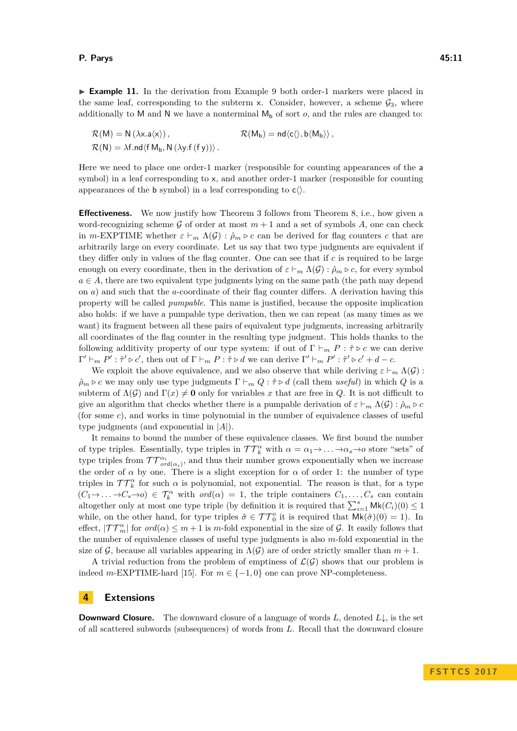▶ **Example 11.** In the derivation from Example 9 both order-1 markers were placed in the same leaf, corresponding to the subterm $\mathsf{x}$. Consider, however, a scheme $\mathcal{G}_3$, where additionally to $\mathsf{M}$ and $\mathsf{N}$ we have a nonterminal $\mathsf{M_b}$ of sort $o$, and the rules are changed to:

$$\mathcal{R}(\mathsf{M}) = \mathsf{N}\,(\lambda \mathsf{x}.\mathsf{a}\langle \mathsf{x}\rangle)\,, \qquad \mathcal{R}(\mathsf{M_b}) = \mathsf{nd}\langle \mathsf{c}\langle\rangle, \mathsf{b}\langle \mathsf{M_b}\rangle\rangle\,,$$
$$\mathcal{R}(\mathsf{N}) = \lambda \mathsf{f}.\mathsf{nd}\langle \mathsf{f}\,\mathsf{M_b}, \mathsf{N}\,(\lambda \mathsf{y}.\mathsf{f}\,(\mathsf{f}\,\mathsf{y}))\rangle\,.$$

Here we need to place one order-1 marker (responsible for counting appearances of the $\mathsf{a}$ symbol) in a leaf corresponding to $\mathsf{x}$, and another order-1 marker (responsible for counting appearances of the $\mathsf{b}$ symbol) in a leaf corresponding to $\mathsf{c}\langle\rangle$.

**Effectiveness.** We now justify how Theorem 3 follows from Theorem 8, i.e., how given a word-recognizing scheme $\mathcal{G}$ of order at most $m+1$ and a set of symbols $A$, one can check in $m$-EXPTIME whether $\varepsilon \vdash_m \Lambda(\mathcal{G}) : \hat{\rho}_m \triangleright c$ can be derived for flag counters $c$ that are arbitrarily large on every coordinate. Let us say that two type judgments are equivalent if they differ only in values of the flag counter. One can see that if $c$ is required to be large enough on every coordinate, then in the derivation of $\varepsilon \vdash_m \Lambda(\mathcal{G}) : \hat{\rho}_m \triangleright c$, for every symbol $a \in A$, there are two equivalent type judgments lying on the same path (the path may depend on $a$) and such that the $a$-coordinate of their flag counter differs. A derivation having this property will be called *pumpable*. This name is justified, because the opposite implication also holds: if we have a pumpable type derivation, then we can repeat (as many times as we want) its fragment between all these pairs of equivalent type judgments, increasing arbitrarily all coordinates of the flag counter in the resulting type judgment. This holds thanks to the following additivity property of our type system: if out of $\Gamma \vdash_m P : \hat{\tau} \triangleright c$ we can derive $\Gamma' \vdash_m P' : \hat{\tau}' \triangleright c'$, then out of $\Gamma \vdash_m P : \hat{\tau} \triangleright d$ we can derive $\Gamma' \vdash_m P' : \hat{\tau}' \triangleright c' + d - c$.

We exploit the above equivalence, and we also observe that while deriving $\varepsilon \vdash_m \Lambda(\mathcal{G}) : \hat{\rho}_m \triangleright c$ we may only use type judgments $\Gamma \vdash_m Q : \hat{\tau} \triangleright d$ (call them *useful*) in which $Q$ is a subterm of $\Lambda(\mathcal{G})$ and $\Gamma(x) \neq \mathbf{0}$ only for variables $x$ that are free in $Q$. It is not difficult to give an algorithm that checks whether there is a pumpable derivation of $\varepsilon \vdash_m \Lambda(\mathcal{G}) : \hat{\rho}_m \triangleright c$ (for some $c$), and works in time polynomial in the number of equivalence classes of useful type judgments (and exponential in $|A|$).

It remains to bound the number of these equivalence classes. We first bound the number of type triples. Essentially, type triples in $\mathcal{TT}_k^\alpha$ with $\alpha = \alpha_1 \to \ldots \to \alpha_s \to o$ store "sets" of type triples from $\mathcal{TT}_{ord(\alpha_i)}^{\alpha_i}$, and thus their number grows exponentially when we increase the order of $\alpha$ by one. There is a slight exception for $\alpha$ of order 1: the number of type triples in $\mathcal{TT}_k^\alpha$ for such $\alpha$ is polynomial, not exponential. The reason is that, for a type $(C_1 \to \ldots \to C_s \to o) \in \mathcal{T}_k^\alpha$ with $ord(\alpha) = 1$, the triple containers $C_1, \ldots, C_s$ can contain altogether only at most one type triple (by definition it is required that $\sum_{i=1}^s \mathsf{Mk}(C_i)(0) \leq 1$ while, on the other hand, for type triples $\hat{\sigma} \in \mathcal{TT}_0^o$ it is required that $\mathsf{Mk}(\hat{\sigma})(0) = 1$). In effect, $|\mathcal{TT}_m^\alpha|$ for $ord(\alpha) \leq m+1$ is $m$-fold exponential in the size of $\mathcal{G}$. It easily follows that the number of equivalence classes of useful type judgments is also $m$-fold exponential in the size of $\mathcal{G}$, because all variables appearing in $\Lambda(\mathcal{G})$ are of order strictly smaller than $m+1$.

A trivial reduction from the problem of emptiness of $\mathcal{L}(\mathcal{G})$ shows that our problem is indeed $m$-EXPTIME-hard [15]. For $m \in \{-1, 0\}$ one can prove NP-completeness.

## 4 Extensions

**Downward Closure.** The downward closure of a language of words $L$, denoted $L{\downarrow}$, is the set of all scattered subwords (subsequences) of words from $L$. Recall that the downward closure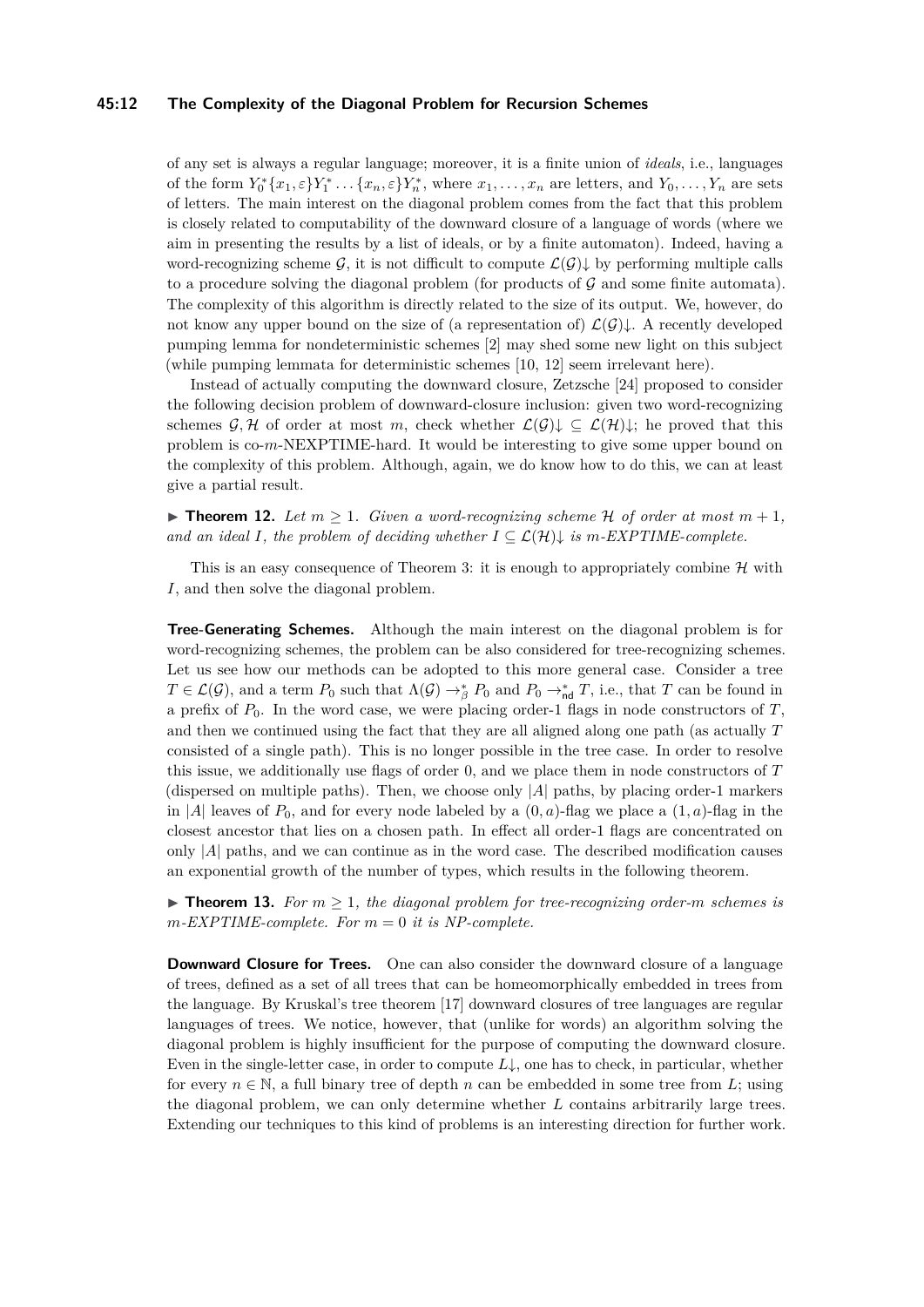of any set is always a regular language; moreover, it is a finite union of *ideals*, i.e., languages of the form $Y_0^*\{x_1, \varepsilon\}Y_1^* \dots \{x_n, \varepsilon\}Y_n^*$, where $x_1, \dots, x_n$ are letters, and $Y_0, \dots, Y_n$ are sets of letters. The main interest on the diagonal problem comes from the fact that this problem is closely related to computability of the downward closure of a language of words (where we aim in presenting the results by a list of ideals, or by a finite automaton). Indeed, having a word-recognizing scheme $\mathcal{G}$, it is not difficult to compute $\mathcal{L}(\mathcal{G})\downarrow$ by performing multiple calls to a procedure solving the diagonal problem (for products of $\mathcal{G}$ and some finite automata). The complexity of this algorithm is directly related to the size of its output. We, however, do not know any upper bound on the size of (a representation of) $\mathcal{L}(\mathcal{G})\downarrow$. A recently developed pumping lemma for nondeterministic schemes [2] may shed some new light on this subject (while pumping lemmata for deterministic schemes [10, 12] seem irrelevant here).

Instead of actually computing the downward closure, Zetzsche [24] proposed to consider the following decision problem of downward-closure inclusion: given two word-recognizing schemes $\mathcal{G}, \mathcal{H}$ of order at most $m$, check whether $\mathcal{L}(\mathcal{G})\downarrow \subseteq \mathcal{L}(\mathcal{H})\downarrow$; he proved that this problem is co-$m$-NEXPTIME-hard. It would be interesting to give some upper bound on the complexity of this problem. Although, again, we do know how to do this, we can at least give a partial result.

► **Theorem 12.** *Let $m \geq 1$. Given a word-recognizing scheme $\mathcal{H}$ of order at most $m+1$, and an ideal $I$, the problem of deciding whether $I \subseteq \mathcal{L}(\mathcal{H})\downarrow$ is $m$-EXPTIME-complete.*

This is an easy consequence of Theorem 3: it is enough to appropriately combine $\mathcal{H}$ with $I$, and then solve the diagonal problem.

**Tree-Generating Schemes.** Although the main interest on the diagonal problem is for word-recognizing schemes, the problem can be also considered for tree-recognizing schemes. Let us see how our methods can be adopted to this more general case. Consider a tree $T \in \mathcal{L}(\mathcal{G})$, and a term $P_0$ such that $\Lambda(\mathcal{G}) \to_\beta^* P_0$ and $P_0 \to_{\mathsf{nd}}^* T$, i.e., that $T$ can be found in a prefix of $P_0$. In the word case, we were placing order-1 flags in node constructors of $T$, and then we continued using the fact that they are all aligned along one path (as actually $T$ consisted of a single path). This is no longer possible in the tree case. In order to resolve this issue, we additionally use flags of order 0, and we place them in node constructors of $T$ (dispersed on multiple paths). Then, we choose only $|A|$ paths, by placing order-1 markers in $|A|$ leaves of $P_0$, and for every node labeled by a $(0, a)$-flag we place a $(1, a)$-flag in the closest ancestor that lies on a chosen path. In effect all order-1 flags are concentrated on only $|A|$ paths, and we can continue as in the word case. The described modification causes an exponential growth of the number of types, which results in the following theorem.

► **Theorem 13.** *For $m \geq 1$, the diagonal problem for tree-recognizing order-$m$ schemes is $m$-EXPTIME-complete. For $m = 0$ it is NP-complete.*

**Downward Closure for Trees.** One can also consider the downward closure of a language of trees, defined as a set of all trees that can be homeomorphically embedded in trees from the language. By Kruskal's tree theorem [17] downward closures of tree languages are regular languages of trees. We notice, however, that (unlike for words) an algorithm solving the diagonal problem is highly insufficient for the purpose of computing the downward closure. Even in the single-letter case, in order to compute $L\downarrow$, one has to check, in particular, whether for every $n \in \mathbb{N}$, a full binary tree of depth $n$ can be embedded in some tree from $L$; using the diagonal problem, we can only determine whether $L$ contains arbitrarily large trees. Extending our techniques to this kind of problems is an interesting direction for further work.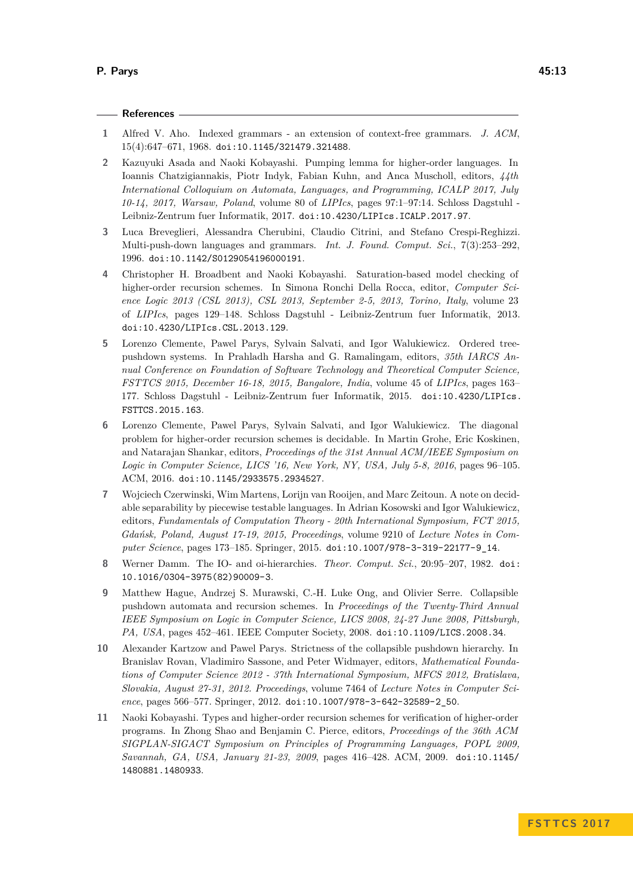## References

1. Alfred V. Aho. Indexed grammars - an extension of context-free grammars. *J. ACM*, 15(4):647–671, 1968. doi:10.1145/321479.321488.
2. Kazuyuki Asada and Naoki Kobayashi. Pumping lemma for higher-order languages. In Ioannis Chatzigiannakis, Piotr Indyk, Fabian Kuhn, and Anca Muscholl, editors, *44th International Colloquium on Automata, Languages, and Programming, ICALP 2017, July 10-14, 2017, Warsaw, Poland*, volume 80 of *LIPIcs*, pages 97:1–97:14. Schloss Dagstuhl - Leibniz-Zentrum fuer Informatik, 2017. doi:10.4230/LIPIcs.ICALP.2017.97.
3. Luca Breveglieri, Alessandra Cherubini, Claudio Citrini, and Stefano Crespi-Reghizzi. Multi-push-down languages and grammars. *Int. J. Found. Comput. Sci.*, 7(3):253–292, 1996. doi:10.1142/S0129054196000191.
4. Christopher H. Broadbent and Naoki Kobayashi. Saturation-based model checking of higher-order recursion schemes. In Simona Ronchi Della Rocca, editor, *Computer Science Logic 2013 (CSL 2013), CSL 2013, September 2-5, 2013, Torino, Italy*, volume 23 of *LIPIcs*, pages 129–148. Schloss Dagstuhl - Leibniz-Zentrum fuer Informatik, 2013. doi:10.4230/LIPIcs.CSL.2013.129.
5. Lorenzo Clemente, Pawel Parys, Sylvain Salvati, and Igor Walukiewicz. Ordered tree-pushdown systems. In Prahladh Harsha and G. Ramalingam, editors, *35th IARCS Annual Conference on Foundation of Software Technology and Theoretical Computer Science, FSTTCS 2015, December 16-18, 2015, Bangalore, India*, volume 45 of *LIPIcs*, pages 163–177. Schloss Dagstuhl - Leibniz-Zentrum fuer Informatik, 2015. doi:10.4230/LIPIcs.FSTTCS.2015.163.
6. Lorenzo Clemente, Pawel Parys, Sylvain Salvati, and Igor Walukiewicz. The diagonal problem for higher-order recursion schemes is decidable. In Martin Grohe, Eric Koskinen, and Natarajan Shankar, editors, *Proceedings of the 31st Annual ACM/IEEE Symposium on Logic in Computer Science, LICS '16, New York, NY, USA, July 5-8, 2016*, pages 96–105. ACM, 2016. doi:10.1145/2933575.2934527.
7. Wojciech Czerwinski, Wim Martens, Lorijn van Rooijen, and Marc Zeitoun. A note on decidable separability by piecewise testable languages. In Adrian Kosowski and Igor Walukiewicz, editors, *Fundamentals of Computation Theory - 20th International Symposium, FCT 2015, Gdańsk, Poland, August 17-19, 2015, Proceedings*, volume 9210 of *Lecture Notes in Computer Science*, pages 173–185. Springer, 2015. doi:10.1007/978-3-319-22177-9_14.
8. Werner Damm. The IO- and oi-hierarchies. *Theor. Comput. Sci.*, 20:95–207, 1982. doi:10.1016/0304-3975(82)90009-3.
9. Matthew Hague, Andrzej S. Murawski, C.-H. Luke Ong, and Olivier Serre. Collapsible pushdown automata and recursion schemes. In *Proceedings of the Twenty-Third Annual IEEE Symposium on Logic in Computer Science, LICS 2008, 24-27 June 2008, Pittsburgh, PA, USA*, pages 452–461. IEEE Computer Society, 2008. doi:10.1109/LICS.2008.34.
10. Alexander Kartzow and Pawel Parys. Strictness of the collapsible pushdown hierarchy. In Branislav Rovan, Vladimiro Sassone, and Peter Widmayer, editors, *Mathematical Foundations of Computer Science 2012 - 37th International Symposium, MFCS 2012, Bratislava, Slovakia, August 27-31, 2012. Proceedings*, volume 7464 of *Lecture Notes in Computer Science*, pages 566–577. Springer, 2012. doi:10.1007/978-3-642-32589-2_50.
11. Naoki Kobayashi. Types and higher-order recursion schemes for verification of higher-order programs. In Zhong Shao and Benjamin C. Pierce, editors, *Proceedings of the 36th ACM SIGPLAN-SIGACT Symposium on Principles of Programming Languages, POPL 2009, Savannah, GA, USA, January 21-23, 2009*, pages 416–428. ACM, 2009. doi:10.1145/1480881.1480933.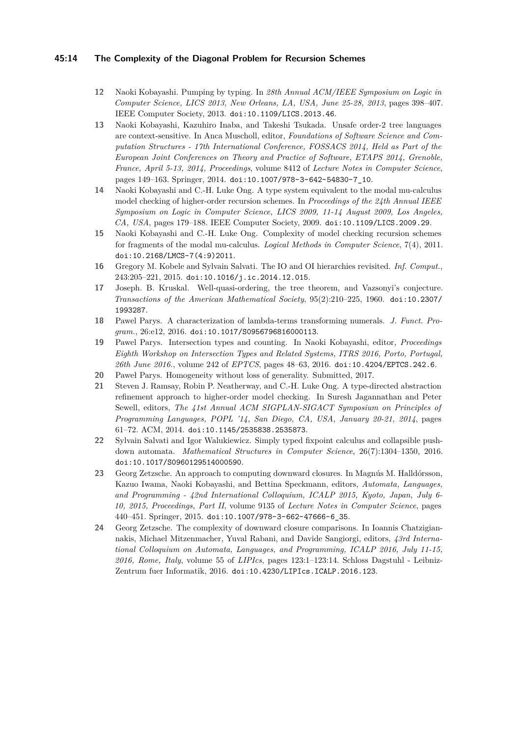12 Naoki Kobayashi. Pumping by typing. In *28th Annual ACM/IEEE Symposium on Logic in Computer Science, LICS 2013, New Orleans, LA, USA, June 25-28, 2013*, pages 398–407. IEEE Computer Society, 2013. doi:10.1109/LICS.2013.46.

13 Naoki Kobayashi, Kazuhiro Inaba, and Takeshi Tsukada. Unsafe order-2 tree languages are context-sensitive. In Anca Muscholl, editor, *Foundations of Software Science and Computation Structures - 17th International Conference, FOSSACS 2014, Held as Part of the European Joint Conferences on Theory and Practice of Software, ETAPS 2014, Grenoble, France, April 5-13, 2014, Proceedings*, volume 8412 of *Lecture Notes in Computer Science*, pages 149–163. Springer, 2014. doi:10.1007/978-3-642-54830-7_10.

14 Naoki Kobayashi and C.-H. Luke Ong. A type system equivalent to the modal mu-calculus model checking of higher-order recursion schemes. In *Proceedings of the 24th Annual IEEE Symposium on Logic in Computer Science, LICS 2009, 11-14 August 2009, Los Angeles, CA, USA*, pages 179–188. IEEE Computer Society, 2009. doi:10.1109/LICS.2009.29.

15 Naoki Kobayashi and C.-H. Luke Ong. Complexity of model checking recursion schemes for fragments of the modal mu-calculus. *Logical Methods in Computer Science*, 7(4), 2011. doi:10.2168/LMCS-7(4:9)2011.

16 Gregory M. Kobele and Sylvain Salvati. The IO and OI hierarchies revisited. *Inf. Comput.*, 243:205–221, 2015. doi:10.1016/j.ic.2014.12.015.

17 Joseph. B. Kruskal. Well-quasi-ordering, the tree theorem, and Vazsonyi's conjecture. *Transactions of the American Mathematical Society*, 95(2):210–225, 1960. doi:10.2307/1993287.

18 Pawel Parys. A characterization of lambda-terms transforming numerals. *J. Funct. Program.*, 26:e12, 2016. doi:10.1017/S0956796816000113.

19 Pawel Parys. Intersection types and counting. In Naoki Kobayashi, editor, *Proceedings Eighth Workshop on Intersection Types and Related Systems, ITRS 2016, Porto, Portugal, 26th June 2016.*, volume 242 of *EPTCS*, pages 48–63, 2016. doi:10.4204/EPTCS.242.6.

20 Paweł Parys. Homogeneity without loss of generality. Submitted, 2017.

21 Steven J. Ramsay, Robin P. Neatherway, and C.-H. Luke Ong. A type-directed abstraction refinement approach to higher-order model checking. In Suresh Jagannathan and Peter Sewell, editors, *The 41st Annual ACM SIGPLAN-SIGACT Symposium on Principles of Programming Languages, POPL '14, San Diego, CA, USA, January 20-21, 2014*, pages 61–72. ACM, 2014. doi:10.1145/2535838.2535873.

22 Sylvain Salvati and Igor Walukiewicz. Simply typed fixpoint calculus and collapsible pushdown automata. *Mathematical Structures in Computer Science*, 26(7):1304–1350, 2016. doi:10.1017/S0960129514000590.

23 Georg Zetzsche. An approach to computing downward closures. In Magnús M. Halldórsson, Kazuo Iwama, Naoki Kobayashi, and Bettina Speckmann, editors, *Automata, Languages, and Programming - 42nd International Colloquium, ICALP 2015, Kyoto, Japan, July 6-10, 2015, Proceedings, Part II*, volume 9135 of *Lecture Notes in Computer Science*, pages 440–451. Springer, 2015. doi:10.1007/978-3-662-47666-6_35.

24 Georg Zetzsche. The complexity of downward closure comparisons. In Ioannis Chatzigiannakis, Michael Mitzenmacher, Yuval Rabani, and Davide Sangiorgi, editors, *43rd International Colloquium on Automata, Languages, and Programming, ICALP 2016, July 11-15, 2016, Rome, Italy*, volume 55 of *LIPIcs*, pages 123:1–123:14. Schloss Dagstuhl - Leibniz-Zentrum fuer Informatik, 2016. doi:10.4230/LIPIcs.ICALP.2016.123.